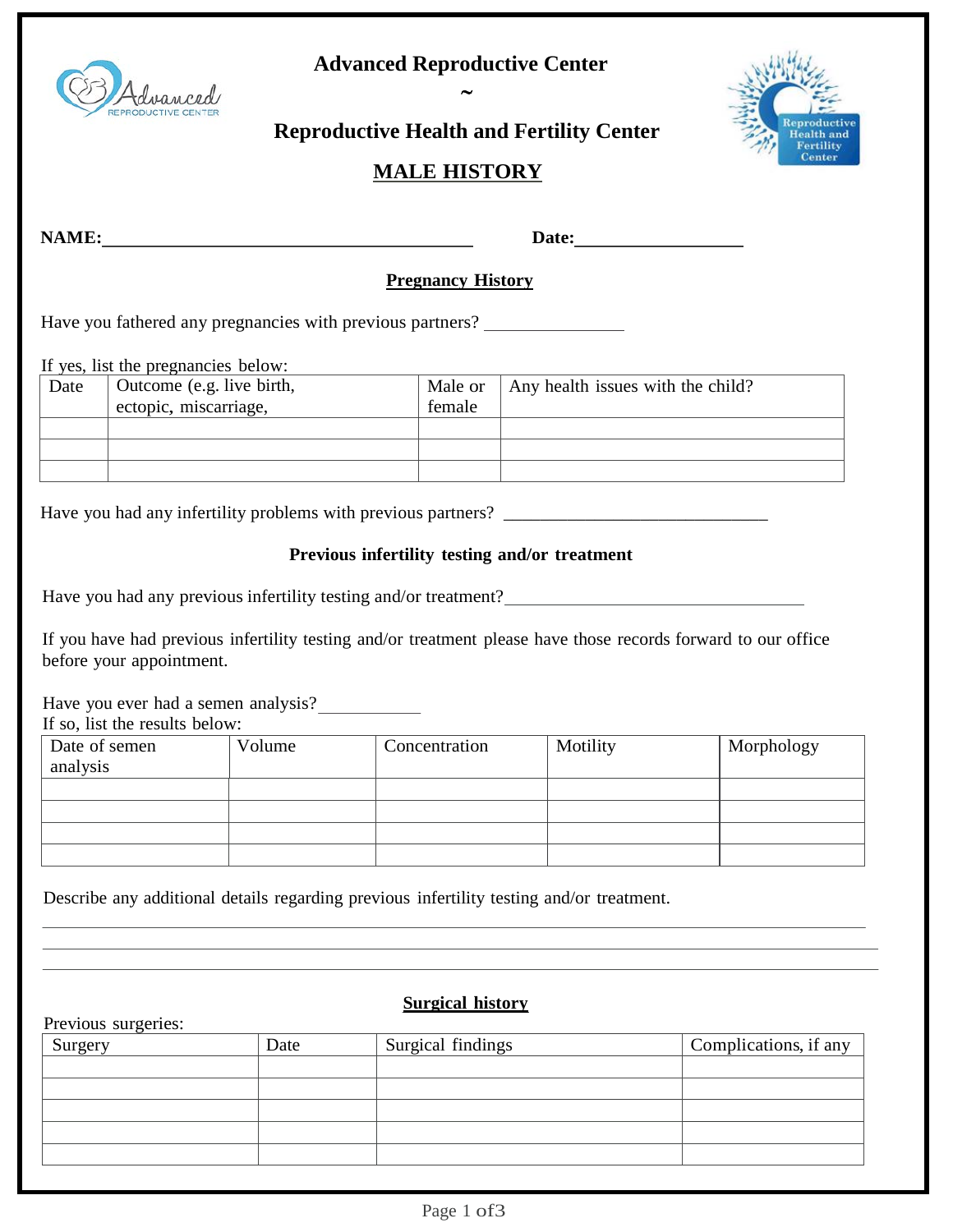# Advanced Reproductive Center

~

# Reproductive Health and Fertility Center

## MALE HISTORY

**NAME:**\_\_\_\_\_\_\_\_\_\_\_\_\_\_\_\_\_\_\_\_\_\_\_\_\_\_\_\_\_\_\_\_\_\_\_\_\_\_\_\_ **Date:**\_\_\_\_\_\_\_\_\_\_\_\_\_\_\_\_\_\_

### Pregnancy History

Have you fathered any pregnancies with previous partners? \_\_\_\_\_\_\_\_\_\_\_\_\_\_\_

If yes, list the pregnancies below:

| Date | Outcome (e.g. live birth, ectopic, miscarriage, | Male or female | Any health issues with the child? |
|---|---|---|---|
| | | | |
| | | | |
| | | | |

Have you had any infertility problems with previous partners? \_\_\_\_\_\_\_\_\_\_\_\_\_\_\_\_\_\_\_\_\_\_\_\_\_\_\_\_\_\_

### Previous infertility testing and/or treatment

Have you had any previous infertility testing and/or treatment?\_\_\_\_\_\_\_\_\_\_\_\_\_\_\_\_\_\_\_\_\_\_\_\_\_\_\_\_\_\_\_\_\_\_

If you have had previous infertility testing and/or treatment please have those records forward to our office before your appointment.

Have you ever had a semen analysis?\_\_\_\_\_\_\_\_\_\_\_

If so, list the results below:

| Date of semen analysis | Volume | Concentration | Motility | Morphology |
|---|---|---|---|---|
| | | | | |
| | | | | |
| | | | | |
| | | | | |

Describe any additional details regarding previous infertility testing and/or treatment.

\_\_\_\_\_\_\_\_\_\_\_\_\_\_\_\_\_\_\_\_\_\_\_\_\_\_\_\_\_\_\_\_\_\_\_\_\_\_\_\_\_\_\_\_\_\_\_\_\_\_\_\_\_\_\_\_\_\_\_\_\_\_\_\_\_\_\_\_\_\_\_\_\_\_\_\_\_\_\_\_\_\_\_\_\_\_\_\_\_\_\_\_\_\_\_\_

\_\_\_\_\_\_\_\_\_\_\_\_\_\_\_\_\_\_\_\_\_\_\_\_\_\_\_\_\_\_\_\_\_\_\_\_\_\_\_\_\_\_\_\_\_\_\_\_\_\_\_\_\_\_\_\_\_\_\_\_\_\_\_\_\_\_\_\_\_\_\_\_\_\_\_\_\_\_\_\_\_\_\_\_\_\_\_\_\_\_\_\_\_\_\_\_

\_\_\_\_\_\_\_\_\_\_\_\_\_\_\_\_\_\_\_\_\_\_\_\_\_\_\_\_\_\_\_\_\_\_\_\_\_\_\_\_\_\_\_\_\_\_\_\_\_\_\_\_\_\_\_\_\_\_\_\_\_\_\_\_\_\_\_\_\_\_\_\_\_\_\_\_\_\_\_\_\_\_\_\_\_\_\_\_\_\_\_\_\_\_\_\_

### Surgical history

Previous surgeries:

| Surgery | Date | Surgical findings | Complications, if any |
|---|---|---|---|
| | | | |
| | | | |
| | | | |
| | | | |
| | | | |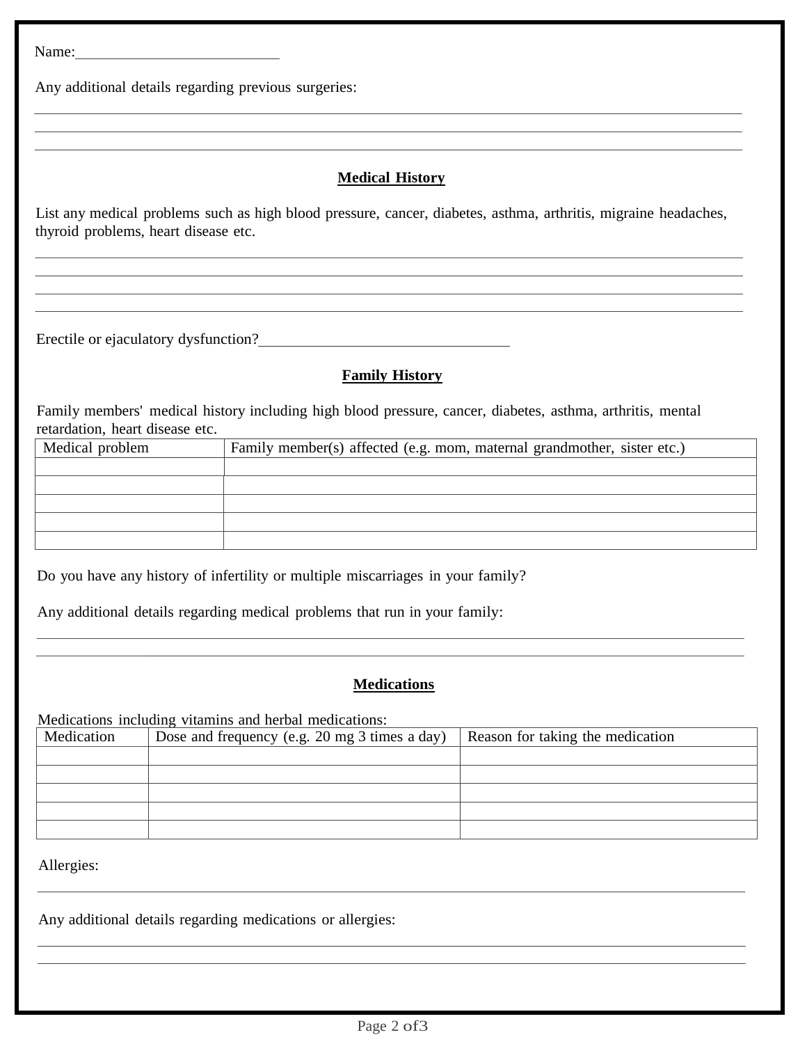Name:\_\_\_\_\_\_\_\_\_\_\_\_\_\_\_\_\_\_\_\_\_\_\_\_\_\_

Any additional details regarding previous surgeries:

\_\_\_\_\_\_\_\_\_\_\_\_\_\_\_\_\_\_\_\_\_\_\_\_\_\_\_\_\_\_\_\_\_\_\_\_\_\_\_\_\_\_\_\_\_\_\_\_\_\_\_\_\_\_\_\_\_\_\_\_\_\_\_\_\_\_\_\_\_\_\_\_\_\_\_\_\_\_\_\_\_\_\_\_
\_\_\_\_\_\_\_\_\_\_\_\_\_\_\_\_\_\_\_\_\_\_\_\_\_\_\_\_\_\_\_\_\_\_\_\_\_\_\_\_\_\_\_\_\_\_\_\_\_\_\_\_\_\_\_\_\_\_\_\_\_\_\_\_\_\_\_\_\_\_\_\_\_\_\_\_\_\_\_\_\_\_\_\_
\_\_\_\_\_\_\_\_\_\_\_\_\_\_\_\_\_\_\_\_\_\_\_\_\_\_\_\_\_\_\_\_\_\_\_\_\_\_\_\_\_\_\_\_\_\_\_\_\_\_\_\_\_\_\_\_\_\_\_\_\_\_\_\_\_\_\_\_\_\_\_\_\_\_\_\_\_\_\_\_\_\_\_\_

## Medical History

List any medical problems such as high blood pressure, cancer, diabetes, asthma, arthritis, migraine headaches, thyroid problems, heart disease etc.

\_\_\_\_\_\_\_\_\_\_\_\_\_\_\_\_\_\_\_\_\_\_\_\_\_\_\_\_\_\_\_\_\_\_\_\_\_\_\_\_\_\_\_\_\_\_\_\_\_\_\_\_\_\_\_\_\_\_\_\_\_\_\_\_\_\_\_\_\_\_\_\_\_\_\_\_\_\_\_\_\_\_\_\_
\_\_\_\_\_\_\_\_\_\_\_\_\_\_\_\_\_\_\_\_\_\_\_\_\_\_\_\_\_\_\_\_\_\_\_\_\_\_\_\_\_\_\_\_\_\_\_\_\_\_\_\_\_\_\_\_\_\_\_\_\_\_\_\_\_\_\_\_\_\_\_\_\_\_\_\_\_\_\_\_\_\_\_\_
\_\_\_\_\_\_\_\_\_\_\_\_\_\_\_\_\_\_\_\_\_\_\_\_\_\_\_\_\_\_\_\_\_\_\_\_\_\_\_\_\_\_\_\_\_\_\_\_\_\_\_\_\_\_\_\_\_\_\_\_\_\_\_\_\_\_\_\_\_\_\_\_\_\_\_\_\_\_\_\_\_\_\_\_
\_\_\_\_\_\_\_\_\_\_\_\_\_\_\_\_\_\_\_\_\_\_\_\_\_\_\_\_\_\_\_\_\_\_\_\_\_\_\_\_\_\_\_\_\_\_\_\_\_\_\_\_\_\_\_\_\_\_\_\_\_\_\_\_\_\_\_\_\_\_\_\_\_\_\_\_\_\_\_\_\_\_\_\_

Erectile or ejaculatory dysfunction?\_\_\_\_\_\_\_\_\_\_\_\_\_\_\_\_\_\_\_\_\_\_\_\_\_\_\_\_\_\_\_\_\_

## Family History

Family members' medical history including high blood pressure, cancer, diabetes, asthma, arthritis, mental retardation, heart disease etc.

| Medical problem | Family member(s) affected (e.g. mom, maternal grandmother, sister etc.) |
|---|---|
| | |
| | |
| | |
| | |
| | |

Do you have any history of infertility or multiple miscarriages in your family?

Any additional details regarding medical problems that run in your family:

\_\_\_\_\_\_\_\_\_\_\_\_\_\_\_\_\_\_\_\_\_\_\_\_\_\_\_\_\_\_\_\_\_\_\_\_\_\_\_\_\_\_\_\_\_\_\_\_\_\_\_\_\_\_\_\_\_\_\_\_\_\_\_\_\_\_\_\_\_\_\_\_\_\_\_\_\_\_\_\_\_\_\_\_
\_\_\_\_\_\_\_\_\_\_\_\_\_\_\_\_\_\_\_\_\_\_\_\_\_\_\_\_\_\_\_\_\_\_\_\_\_\_\_\_\_\_\_\_\_\_\_\_\_\_\_\_\_\_\_\_\_\_\_\_\_\_\_\_\_\_\_\_\_\_\_\_\_\_\_\_\_\_\_\_\_\_\_\_

## Medications

Medications including vitamins and herbal medications:

| Medication | Dose and frequency (e.g. 20 mg 3 times a day) | Reason for taking the medication |
|---|---|---|
| | | |
| | | |
| | | |
| | | |
| | | |

Allergies:

\_\_\_\_\_\_\_\_\_\_\_\_\_\_\_\_\_\_\_\_\_\_\_\_\_\_\_\_\_\_\_\_\_\_\_\_\_\_\_\_\_\_\_\_\_\_\_\_\_\_\_\_\_\_\_\_\_\_\_\_\_\_\_\_\_\_\_\_\_\_\_\_\_\_\_\_\_\_\_\_\_\_\_\_

Any additional details regarding medications or allergies:

\_\_\_\_\_\_\_\_\_\_\_\_\_\_\_\_\_\_\_\_\_\_\_\_\_\_\_\_\_\_\_\_\_\_\_\_\_\_\_\_\_\_\_\_\_\_\_\_\_\_\_\_\_\_\_\_\_\_\_\_\_\_\_\_\_\_\_\_\_\_\_\_\_\_\_\_\_\_\_\_\_\_\_\_
\_\_\_\_\_\_\_\_\_\_\_\_\_\_\_\_\_\_\_\_\_\_\_\_\_\_\_\_\_\_\_\_\_\_\_\_\_\_\_\_\_\_\_\_\_\_\_\_\_\_\_\_\_\_\_\_\_\_\_\_\_\_\_\_\_\_\_\_\_\_\_\_\_\_\_\_\_\_\_\_\_\_\_\_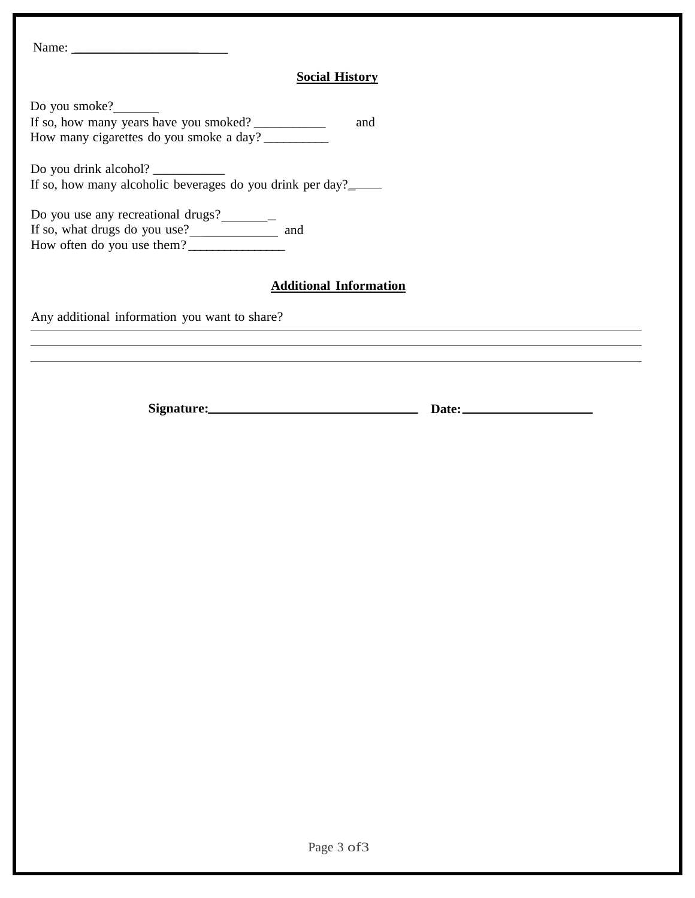Name: ________________________

## Social History

Do you smoke?_______
If so, how many years have you smoked? ___________ and
How many cigarettes do you smoke a day? __________

Do you drink alcohol? ___________
If so, how many alcoholic beverages do you drink per day?_____

Do you use any recreational drugs?________
If so, what drugs do you use?______________ and
How often do you use them?________________

## Additional Information

Any additional information you want to share?

______________________________________________________________________________

______________________________________________________________________________

______________________________________________________________________________

**Signature:**________________________________ **Date:**____________________